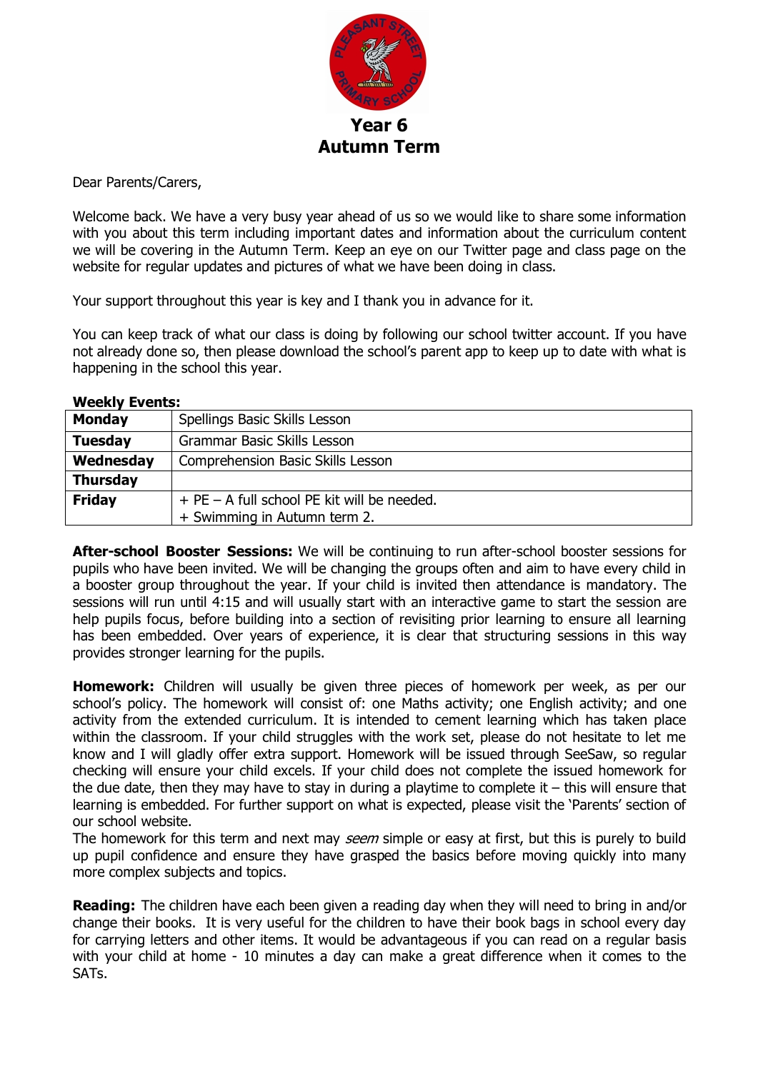# Year 6
# Autumn Term

Dear Parents/Carers,

Welcome back. We have a very busy year ahead of us so we would like to share some information with you about this term including important dates and information about the curriculum content we will be covering in the Autumn Term. Keep an eye on our Twitter page and class page on the website for regular updates and pictures of what we have been doing in class.

Your support throughout this year is key and I thank you in advance for it.

You can keep track of what our class is doing by following our school twitter account. If you have not already done so, then please download the school's parent app to keep up to date with what is happening in the school this year.

**Weekly Events:**

| | |
|---|---|
| **Monday** | Spellings Basic Skills Lesson |
| **Tuesday** | Grammar Basic Skills Lesson |
| **Wednesday** | Comprehension Basic Skills Lesson |
| **Thursday** | |
| **Friday** | + PE – A full school PE kit will be needed.<br>+ Swimming in Autumn term 2. |

**After-school Booster Sessions:** We will be continuing to run after-school booster sessions for pupils who have been invited. We will be changing the groups often and aim to have every child in a booster group throughout the year. If your child is invited then attendance is mandatory. The sessions will run until 4:15 and will usually start with an interactive game to start the session are help pupils focus, before building into a section of revisiting prior learning to ensure all learning has been embedded. Over years of experience, it is clear that structuring sessions in this way provides stronger learning for the pupils.

**Homework:** Children will usually be given three pieces of homework per week, as per our school's policy. The homework will consist of: one Maths activity; one English activity; and one activity from the extended curriculum. It is intended to cement learning which has taken place within the classroom. If your child struggles with the work set, please do not hesitate to let me know and I will gladly offer extra support. Homework will be issued through SeeSaw, so regular checking will ensure your child excels. If your child does not complete the issued homework for the due date, then they may have to stay in during a playtime to complete it – this will ensure that learning is embedded. For further support on what is expected, please visit the 'Parents' section of our school website.
The homework for this term and next may *seem* simple or easy at first, but this is purely to build up pupil confidence and ensure they have grasped the basics before moving quickly into many more complex subjects and topics.

**Reading:** The children have each been given a reading day when they will need to bring in and/or change their books. It is very useful for the children to have their book bags in school every day for carrying letters and other items. It would be advantageous if you can read on a regular basis with your child at home - 10 minutes a day can make a great difference when it comes to the SATs.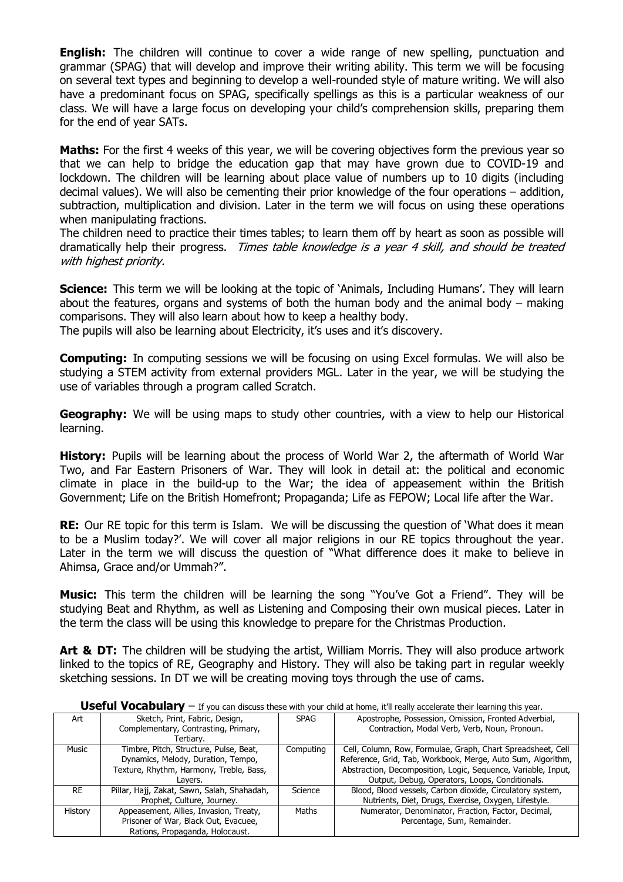**English:** The children will continue to cover a wide range of new spelling, punctuation and grammar (SPAG) that will develop and improve their writing ability. This term we will be focusing on several text types and beginning to develop a well-rounded style of mature writing. We will also have a predominant focus on SPAG, specifically spellings as this is a particular weakness of our class. We will have a large focus on developing your child's comprehension skills, preparing them for the end of year SATs.

**Maths:** For the first 4 weeks of this year, we will be covering objectives form the previous year so that we can help to bridge the education gap that may have grown due to COVID-19 and lockdown. The children will be learning about place value of numbers up to 10 digits (including decimal values). We will also be cementing their prior knowledge of the four operations – addition, subtraction, multiplication and division. Later in the term we will focus on using these operations when manipulating fractions.

The children need to practice their times tables; to learn them off by heart as soon as possible will dramatically help their progress. *Times table knowledge is a year 4 skill, and should be treated with highest priority.*

**Science:** This term we will be looking at the topic of 'Animals, Including Humans'. They will learn about the features, organs and systems of both the human body and the animal body – making comparisons. They will also learn about how to keep a healthy body.

The pupils will also be learning about Electricity, it's uses and it's discovery.

**Computing:** In computing sessions we will be focusing on using Excel formulas. We will also be studying a STEM activity from external providers MGL. Later in the year, we will be studying the use of variables through a program called Scratch.

**Geography:** We will be using maps to study other countries, with a view to help our Historical learning.

**History:** Pupils will be learning about the process of World War 2, the aftermath of World War Two, and Far Eastern Prisoners of War. They will look in detail at: the political and economic climate in place in the build-up to the War; the idea of appeasement within the British Government; Life on the British Homefront; Propaganda; Life as FEPOW; Local life after the War.

**RE:** Our RE topic for this term is Islam. We will be discussing the question of 'What does it mean to be a Muslim today?'. We will cover all major religions in our RE topics throughout the year. Later in the term we will discuss the question of "What difference does it make to believe in Ahimsa, Grace and/or Ummah?".

**Music:** This term the children will be learning the song "You've Got a Friend". They will be studying Beat and Rhythm, as well as Listening and Composing their own musical pieces. Later in the term the class will be using this knowledge to prepare for the Christmas Production.

**Art & DT:** The children will be studying the artist, William Morris. They will also produce artwork linked to the topics of RE, Geography and History. They will also be taking part in regular weekly sketching sessions. In DT we will be creating moving toys through the use of cams.

**Useful Vocabulary** – If you can discuss these with your child at home, it'll really accelerate their learning this year.

| Art | Sketch, Print, Fabric, Design, Complementary, Contrasting, Primary, Tertiary. | SPAG | Apostrophe, Possession, Omission, Fronted Adverbial, Contraction, Modal Verb, Verb, Noun, Pronoun. |
|---|---|---|---|
| Music | Timbre, Pitch, Structure, Pulse, Beat, Dynamics, Melody, Duration, Tempo, Texture, Rhythm, Harmony, Treble, Bass, Layers. | Computing | Cell, Column, Row, Formulae, Graph, Chart Spreadsheet, Cell Reference, Grid, Tab, Workbook, Merge, Auto Sum, Algorithm, Abstraction, Decomposition, Logic, Sequence, Variable, Input, Output, Debug, Operators, Loops, Conditionals. |
| RE | Pillar, Hajj, Zakat, Sawn, Salah, Shahadah, Prophet, Culture, Journey. | Science | Blood, Blood vessels, Carbon dioxide, Circulatory system, Nutrients, Diet, Drugs, Exercise, Oxygen, Lifestyle. |
| History | Appeasement, Allies, Invasion, Treaty, Prisoner of War, Black Out, Evacuee, Rations, Propaganda, Holocaust. | Maths | Numerator, Denominator, Fraction, Factor, Decimal, Percentage, Sum, Remainder. |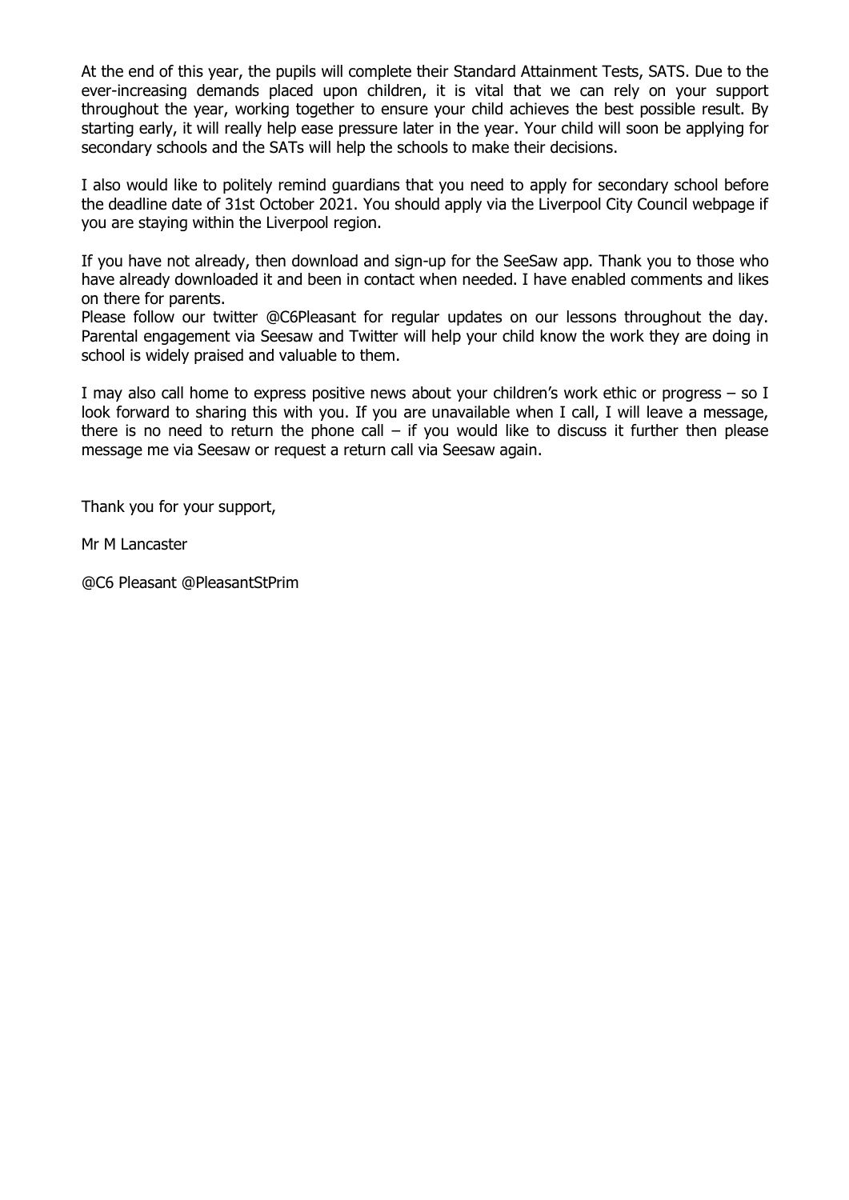At the end of this year, the pupils will complete their Standard Attainment Tests, SATS. Due to the ever-increasing demands placed upon children, it is vital that we can rely on your support throughout the year, working together to ensure your child achieves the best possible result. By starting early, it will really help ease pressure later in the year. Your child will soon be applying for secondary schools and the SATs will help the schools to make their decisions.

I also would like to politely remind guardians that you need to apply for secondary school before the deadline date of 31st October 2021. You should apply via the Liverpool City Council webpage if you are staying within the Liverpool region.

If you have not already, then download and sign-up for the SeeSaw app. Thank you to those who have already downloaded it and been in contact when needed. I have enabled comments and likes on there for parents.
Please follow our twitter @C6Pleasant for regular updates on our lessons throughout the day. Parental engagement via Seesaw and Twitter will help your child know the work they are doing in school is widely praised and valuable to them.

I may also call home to express positive news about your children's work ethic or progress – so I look forward to sharing this with you. If you are unavailable when I call, I will leave a message, there is no need to return the phone call – if you would like to discuss it further then please message me via Seesaw or request a return call via Seesaw again.

Thank you for your support,

Mr M Lancaster

@C6 Pleasant @PleasantStPrim